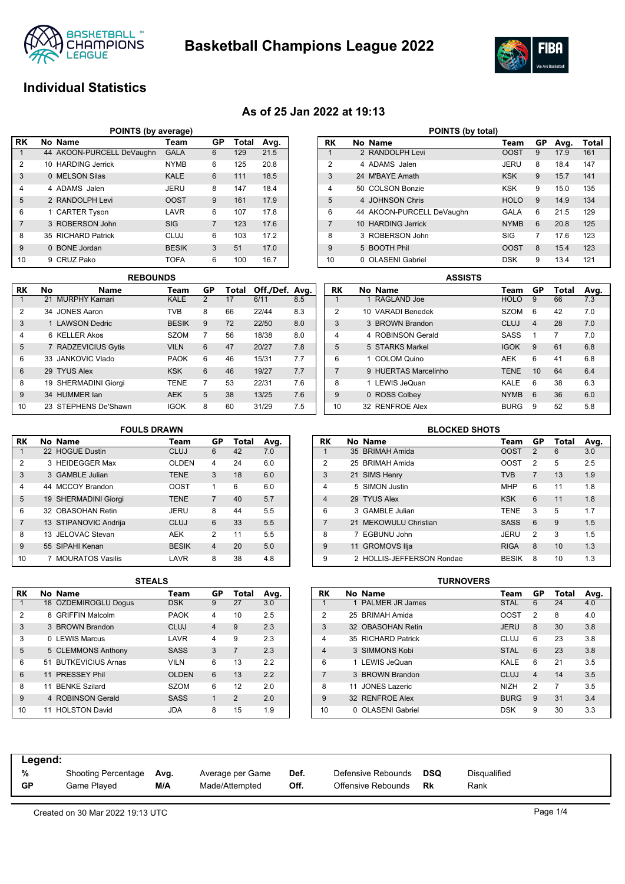# Basketball Champions League 2022

## Individual Statistics

### As of 25 Jan 2022 at 19:13

#### POINTS (by average)

| RK | No | Name | Team | GP | Total | Avg. |
|---|---|---|---|---|---|---|
| 1 | 44 | AKOON-PURCELL DeVaughn | GALA | 6 | 129 | 21.5 |
| 2 | 10 | HARDING Jerrick | NYMB | 6 | 125 | 20.8 |
| 3 | 0 | MELSON Silas | KALE | 6 | 111 | 18.5 |
| 4 | 4 | ADAMS Jalen | JERU | 8 | 147 | 18.4 |
| 5 | 2 | RANDOLPH Levi | OOST | 9 | 161 | 17.9 |
| 6 | 1 | CARTER Tyson | LAVR | 6 | 107 | 17.8 |
| 7 | 3 | ROBERSON John | SIG | 7 | 123 | 17.6 |
| 8 | 35 | RICHARD Patrick | CLUJ | 6 | 103 | 17.2 |
| 9 | 0 | BONE Jordan | BESIK | 3 | 51 | 17.0 |
| 10 | 9 | CRUZ Pako | TOFA | 6 | 100 | 16.7 |

#### POINTS (by total)

| RK | No | Name | Team | GP | Avg. | Total |
|---|---|---|---|---|---|---|
| 1 | 2 | RANDOLPH Levi | OOST | 9 | 17.9 | 161 |
| 2 | 4 | ADAMS Jalen | JERU | 8 | 18.4 | 147 |
| 3 | 24 | M'BAYE Amath | KSK | 9 | 15.7 | 141 |
| 4 | 50 | COLSON Bonzie | KSK | 9 | 15.0 | 135 |
| 5 | 4 | JOHNSON Chris | HOLO | 9 | 14.9 | 134 |
| 6 | 44 | AKOON-PURCELL DeVaughn | GALA | 6 | 21.5 | 129 |
| 7 | 10 | HARDING Jerrick | NYMB | 6 | 20.8 | 125 |
| 8 | 3 | ROBERSON John | SIG | 7 | 17.6 | 123 |
| 9 | 5 | BOOTH Phil | OOST | 8 | 15.4 | 123 |
| 10 | 0 | OLASENI Gabriel | DSK | 9 | 13.4 | 121 |

#### REBOUNDS

| RK | No | Name | Team | GP | Total | Off./Def. | Avg. |
|---|---|---|---|---|---|---|---|
| 1 | 21 | MURPHY Kamari | KALE | 2 | 17 | 6/11 | 8.5 |
| 2 | 34 | JONES Aaron | TVB | 8 | 66 | 22/44 | 8.3 |
| 3 | 1 | LAWSON Dedric | BESIK | 9 | 72 | 22/50 | 8.0 |
| 4 | 6 | KELLER Akos | SZOM | 7 | 56 | 18/38 | 8.0 |
| 5 | 7 | RADZEVICIUS Gytis | VILN | 6 | 47 | 20/27 | 7.8 |
| 6 | 33 | JANKOVIC Vlado | PAOK | 6 | 46 | 15/31 | 7.7 |
| 6 | 29 | TYUS Alex | KSK | 6 | 46 | 19/27 | 7.7 |
| 8 | 19 | SHERMADINI Giorgi | TENE | 7 | 53 | 22/31 | 7.6 |
| 9 | 34 | HUMMER Ian | AEK | 5 | 38 | 13/25 | 7.6 |
| 10 | 23 | STEPHENS De'Shawn | IGOK | 8 | 60 | 31/29 | 7.5 |

#### ASSISTS

| RK | No | Name | Team | GP | Total | Avg. |
|---|---|---|---|---|---|---|
| 1 | 1 | RAGLAND Joe | HOLO | 9 | 66 | 7.3 |
| 2 | 10 | VARADI Benedek | SZOM | 6 | 42 | 7.0 |
| 3 | 3 | BROWN Brandon | CLUJ | 4 | 28 | 7.0 |
| 4 | 4 | ROBINSON Gerald | SASS | 1 | 7 | 7.0 |
| 5 | 5 | STARKS Markel | IGOK | 9 | 61 | 6.8 |
| 6 | 1 | COLOM Quino | AEK | 6 | 41 | 6.8 |
| 7 | 9 | HUERTAS Marcelinho | TENE | 10 | 64 | 6.4 |
| 8 | 1 | LEWIS JeQuan | KALE | 6 | 38 | 6.3 |
| 9 | 0 | ROSS Colbey | NYMB | 6 | 36 | 6.0 |
| 10 | 32 | RENFROE Alex | BURG | 9 | 52 | 5.8 |

#### FOULS DRAWN

| RK | No | Name | Team | GP | Total | Avg. |
|---|---|---|---|---|---|---|
| 1 | 22 | HOGUE Dustin | CLUJ | 6 | 42 | 7.0 |
| 2 | 3 | HEIDEGGER Max | OLDEN | 4 | 24 | 6.0 |
| 3 | 3 | GAMBLE Julian | TENE | 3 | 18 | 6.0 |
| 4 | 44 | MCCOY Brandon | OOST | 1 | 6 | 6.0 |
| 5 | 19 | SHERMADINI Giorgi | TENE | 7 | 40 | 5.7 |
| 6 | 32 | OBASOHAN Retin | JERU | 8 | 44 | 5.5 |
| 7 | 13 | STIPANOVIC Andrija | CLUJ | 6 | 33 | 5.5 |
| 8 | 13 | JELOVAC Stevan | AEK | 2 | 11 | 5.5 |
| 9 | 55 | SIPAHI Kenan | BESIK | 4 | 20 | 5.0 |
| 10 | 7 | MOURATOS Vasilis | LAVR | 8 | 38 | 4.8 |

#### BLOCKED SHOTS

| RK | No | Name | Team | GP | Total | Avg. |
|---|---|---|---|---|---|---|
| 1 | 35 | BRIMAH Amida | OOST | 2 | 6 | 3.0 |
| 2 | 25 | BRIMAH Amida | OOST | 2 | 5 | 2.5 |
| 3 | 21 | SIMS Henry | TVB | 7 | 13 | 1.9 |
| 4 | 5 | SIMON Justin | MHP | 6 | 11 | 1.8 |
| 4 | 29 | TYUS Alex | KSK | 6 | 11 | 1.8 |
| 6 | 3 | GAMBLE Julian | TENE | 3 | 5 | 1.7 |
| 7 | 21 | MEKOWULU Christian | SASS | 6 | 9 | 1.5 |
| 8 | 7 | EGBUNU John | JERU | 2 | 3 | 1.5 |
| 9 | 11 | GROMOVS Ilja | RIGA | 8 | 10 | 1.3 |
| 9 | 2 | HOLLIS-JEFFERSON Rondae | BESIK | 8 | 10 | 1.3 |

#### STEALS

| RK | No | Name | Team | GP | Total | Avg. |
|---|---|---|---|---|---|---|
| 1 | 18 | ÖZDEMIROGLU Dogus | DSK | 9 | 27 | 3.0 |
| 2 | 8 | GRIFFIN Malcolm | PAOK | 4 | 10 | 2.5 |
| 3 | 3 | BROWN Brandon | CLUJ | 4 | 9 | 2.3 |
| 3 | 0 | LEWIS Marcus | LAVR | 4 | 9 | 2.3 |
| 5 | 5 | CLEMMONS Anthony | SASS | 3 | 7 | 2.3 |
| 6 | 51 | BUTKEVICIUS Arnas | VILN | 6 | 13 | 2.2 |
| 6 | 11 | PRESSEY Phil | OLDEN | 6 | 13 | 2.2 |
| 8 | 11 | BENKE Szilard | SZOM | 6 | 12 | 2.0 |
| 9 | 4 | ROBINSON Gerald | SASS | 1 | 2 | 2.0 |
| 10 | 11 | HOLSTON David | JDA | 8 | 15 | 1.9 |

#### TURNOVERS

| RK | No | Name | Team | GP | Total | Avg. |
|---|---|---|---|---|---|---|
| 1 | 1 | PALMER JR James | STAL | 6 | 24 | 4.0 |
| 2 | 25 | BRIMAH Amida | OOST | 2 | 8 | 4.0 |
| 3 | 32 | OBASOHAN Retin | JERU | 8 | 30 | 3.8 |
| 4 | 35 | RICHARD Patrick | CLUJ | 6 | 23 | 3.8 |
| 4 | 3 | SIMMONS Kobi | STAL | 6 | 23 | 3.8 |
| 6 | 1 | LEWIS JeQuan | KALE | 6 | 21 | 3.5 |
| 7 | 3 | BROWN Brandon | CLUJ | 4 | 14 | 3.5 |
| 8 | 11 | JONES Lazeric | NIZH | 2 | 7 | 3.5 |
| 9 | 32 | RENFROE Alex | BURG | 9 | 31 | 3.4 |
| 10 | 0 | OLASENI Gabriel | DSK | 9 | 30 | 3.3 |

**Legend:**

| | | | | | | | |
|---|---|---|---|---|---|---|---|
| % | Shooting Percentage | Avg. | Average per Game | Def. | Defensive Rebounds | DSQ | Disqualified |
| GP | Game Played | M/A | Made/Attempted | Off. | Offensive Rebounds | Rk | Rank |

Created on 30 Mar 2022 19:13 UTC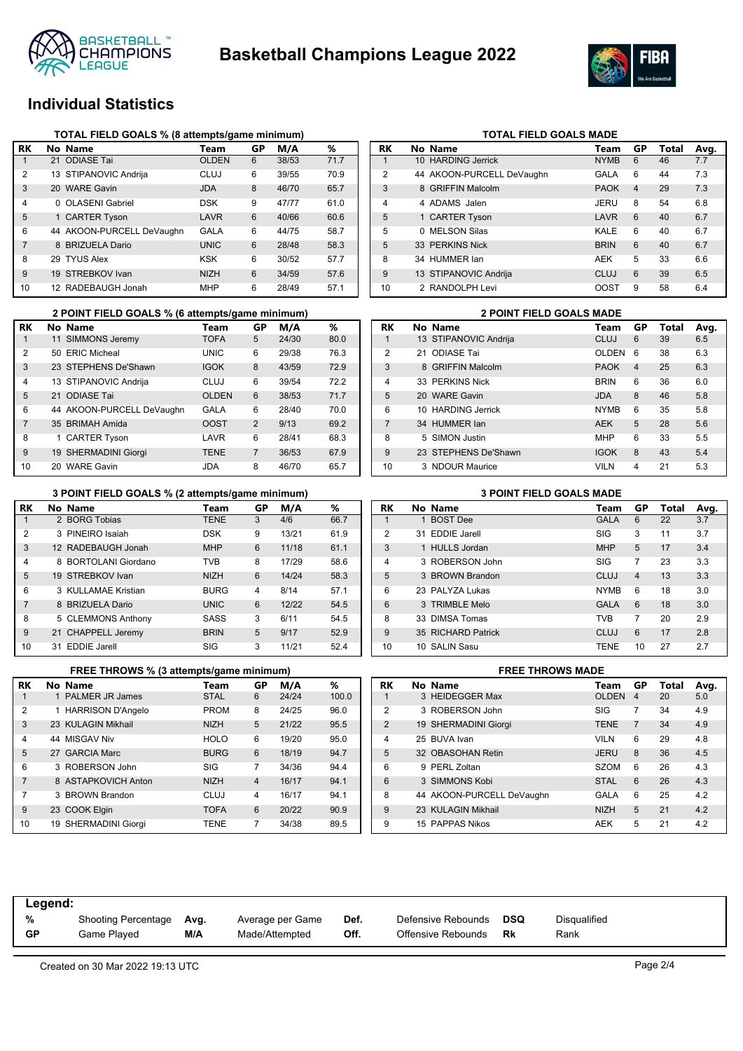# Basketball Champions League 2022

## Individual Statistics

### TOTAL FIELD GOALS % (8 attempts/game minimum)

| RK | No | Name | Team | GP | M/A | % |
|---|---|---|---|---|---|---|
| 1 | 21 | ODIASE Tai | OLDEN | 6 | 38/53 | 71.7 |
| 2 | 13 | STIPANOVIC Andrija | CLUJ | 6 | 39/55 | 70.9 |
| 3 | 20 | WARE Gavin | JDA | 8 | 46/70 | 65.7 |
| 4 | 0 | OLASENI Gabriel | DSK | 9 | 47/77 | 61.0 |
| 5 | 1 | CARTER Tyson | LAVR | 6 | 40/66 | 60.6 |
| 6 | 44 | AKOON-PURCELL DeVaughn | GALA | 6 | 44/75 | 58.7 |
| 7 | 8 | BRIZUELA Dario | UNIC | 6 | 28/48 | 58.3 |
| 8 | 29 | TYUS Alex | KSK | 6 | 30/52 | 57.7 |
| 9 | 19 | STREBKOV Ivan | NIZH | 6 | 34/59 | 57.6 |
| 10 | 12 | RADEBAUGH Jonah | MHP | 6 | 28/49 | 57.1 |

### TOTAL FIELD GOALS MADE

| RK | No | Name | Team | GP | Total | Avg. |
|---|---|---|---|---|---|---|
| 1 | 10 | HARDING Jerrick | NYMB | 6 | 46 | 7.7 |
| 2 | 44 | AKOON-PURCELL DeVaughn | GALA | 6 | 44 | 7.3 |
| 3 | 8 | GRIFFIN Malcolm | PAOK | 4 | 29 | 7.3 |
| 4 | 4 | ADAMS Jalen | JERU | 8 | 54 | 6.8 |
| 5 | 1 | CARTER Tyson | LAVR | 6 | 40 | 6.7 |
| 5 | 0 | MELSON Silas | KALE | 6 | 40 | 6.7 |
| 5 | 33 | PERKINS Nick | BRIN | 6 | 40 | 6.7 |
| 8 | 34 | HUMMER Ian | AEK | 5 | 33 | 6.6 |
| 9 | 13 | STIPANOVIC Andrija | CLUJ | 6 | 39 | 6.5 |
| 10 | 2 | RANDOLPH Levi | OOST | 9 | 58 | 6.4 |

### 2 POINT FIELD GOALS % (6 attempts/game minimum)

| RK | No | Name | Team | GP | M/A | % |
|---|---|---|---|---|---|---|
| 1 | 11 | SIMMONS Jeremy | TOFA | 5 | 24/30 | 80.0 |
| 2 | 50 | ERIC Micheal | UNIC | 6 | 29/38 | 76.3 |
| 3 | 23 | STEPHENS De'Shawn | IGOK | 8 | 43/59 | 72.9 |
| 4 | 13 | STIPANOVIC Andrija | CLUJ | 6 | 39/54 | 72.2 |
| 5 | 21 | ODIASE Tai | OLDEN | 6 | 38/53 | 71.7 |
| 6 | 44 | AKOON-PURCELL DeVaughn | GALA | 6 | 28/40 | 70.0 |
| 7 | 35 | BRIMAH Amida | OOST | 2 | 9/13 | 69.2 |
| 8 | 1 | CARTER Tyson | LAVR | 6 | 28/41 | 68.3 |
| 9 | 19 | SHERMADINI Giorgi | TENE | 7 | 36/53 | 67.9 |
| 10 | 20 | WARE Gavin | JDA | 8 | 46/70 | 65.7 |

### 2 POINT FIELD GOALS MADE

| RK | No | Name | Team | GP | Total | Avg. |
|---|---|---|---|---|---|---|
| 1 | 13 | STIPANOVIC Andrija | CLUJ | 6 | 39 | 6.5 |
| 2 | 21 | ODIASE Tai | OLDEN | 6 | 38 | 6.3 |
| 3 | 8 | GRIFFIN Malcolm | PAOK | 4 | 25 | 6.3 |
| 4 | 33 | PERKINS Nick | BRIN | 6 | 36 | 6.0 |
| 5 | 20 | WARE Gavin | JDA | 8 | 46 | 5.8 |
| 6 | 10 | HARDING Jerrick | NYMB | 6 | 35 | 5.8 |
| 7 | 34 | HUMMER Ian | AEK | 5 | 28 | 5.6 |
| 8 | 5 | SIMON Justin | MHP | 6 | 33 | 5.5 |
| 9 | 23 | STEPHENS De'Shawn | IGOK | 8 | 43 | 5.4 |
| 10 | 3 | NDOUR Maurice | VILN | 4 | 21 | 5.3 |

### 3 POINT FIELD GOALS % (2 attempts/game minimum)

| RK | No | Name | Team | GP | M/A | % |
|---|---|---|---|---|---|---|
| 1 | 2 | BORG Tobias | TENE | 3 | 4/6 | 66.7 |
| 2 | 3 | PINEIRO Isaiah | DSK | 9 | 13/21 | 61.9 |
| 3 | 12 | RADEBAUGH Jonah | MHP | 6 | 11/18 | 61.1 |
| 4 | 8 | BORTOLANI Giordano | TVB | 8 | 17/29 | 58.6 |
| 5 | 19 | STREBKOV Ivan | NIZH | 6 | 14/24 | 58.3 |
| 6 | 3 | KULLAMAE Kristian | BURG | 4 | 8/14 | 57.1 |
| 7 | 8 | BRIZUELA Dario | UNIC | 6 | 12/22 | 54.5 |
| 8 | 5 | CLEMMONS Anthony | SASS | 3 | 6/11 | 54.5 |
| 9 | 21 | CHAPPELL Jeremy | BRIN | 5 | 9/17 | 52.9 |
| 10 | 31 | EDDIE Jarell | SIG | 3 | 11/21 | 52.4 |

### 3 POINT FIELD GOALS MADE

| RK | No | Name | Team | GP | Total | Avg. |
|---|---|---|---|---|---|---|
| 1 | 1 | BOST Dee | GALA | 6 | 22 | 3.7 |
| 2 | 31 | EDDIE Jarell | SIG | 3 | 11 | 3.7 |
| 3 | 1 | HULLS Jordan | MHP | 5 | 17 | 3.4 |
| 4 | 3 | ROBERSON John | SIG | 7 | 23 | 3.3 |
| 5 | 3 | BROWN Brandon | CLUJ | 4 | 13 | 3.3 |
| 6 | 23 | PALYZA Lukas | NYMB | 6 | 18 | 3.0 |
| 6 | 3 | TRIMBLE Melo | GALA | 6 | 18 | 3.0 |
| 8 | 33 | DIMSA Tomas | TVB | 7 | 20 | 2.9 |
| 9 | 35 | RICHARD Patrick | CLUJ | 6 | 17 | 2.8 |
| 10 | 10 | SALIN Sasu | TENE | 10 | 27 | 2.7 |

### FREE THROWS % (3 attempts/game minimum)

| RK | No | Name | Team | GP | M/A | % |
|---|---|---|---|---|---|---|
| 1 | 1 | PALMER JR James | STAL | 6 | 24/24 | 100.0 |
| 2 | 1 | HARRISON D'Angelo | PROM | 8 | 24/25 | 96.0 |
| 3 | 23 | KULAGIN Mikhail | NIZH | 5 | 21/22 | 95.5 |
| 4 | 44 | MISGAV Niv | HOLO | 6 | 19/20 | 95.0 |
| 5 | 27 | GARCIA Marc | BURG | 6 | 18/19 | 94.7 |
| 6 | 3 | ROBERSON John | SIG | 7 | 34/36 | 94.4 |
| 7 | 8 | ASTAPKOVICH Anton | NIZH | 4 | 16/17 | 94.1 |
| 7 | 3 | BROWN Brandon | CLUJ | 4 | 16/17 | 94.1 |
| 9 | 23 | COOK Elgin | TOFA | 6 | 20/22 | 90.9 |
| 10 | 19 | SHERMADINI Giorgi | TENE | 7 | 34/38 | 89.5 |

### FREE THROWS MADE

| RK | No | Name | Team | GP | Total | Avg. |
|---|---|---|---|---|---|---|
| 1 | 3 | HEIDEGGER Max | OLDEN | 4 | 20 | 5.0 |
| 2 | 3 | ROBERSON John | SIG | 7 | 34 | 4.9 |
| 2 | 19 | SHERMADINI Giorgi | TENE | 7 | 34 | 4.9 |
| 4 | 25 | BUVA Ivan | VILN | 6 | 29 | 4.8 |
| 5 | 32 | OBASOHAN Retin | JERU | 8 | 36 | 4.5 |
| 6 | 9 | PERL Zoltan | SZOM | 6 | 26 | 4.3 |
| 6 | 3 | SIMMONS Kobi | STAL | 6 | 26 | 4.3 |
| 8 | 44 | AKOON-PURCELL DeVaughn | GALA | 6 | 25 | 4.2 |
| 9 | 23 | KULAGIN Mikhail | NIZH | 5 | 21 | 4.2 |
| 9 | 15 | PAPPAS Nikos | AEK | 5 | 21 | 4.2 |

**Legend:**

| | | | | | | | |
|---|---|---|---|---|---|---|---|
| % | Shooting Percentage | Avg. | Average per Game | Def. | Defensive Rebounds | DSQ | Disqualified |
| GP | Game Played | M/A | Made/Attempted | Off. | Offensive Rebounds | Rk | Rank |

Created on 30 Mar 2022 19:13 UTC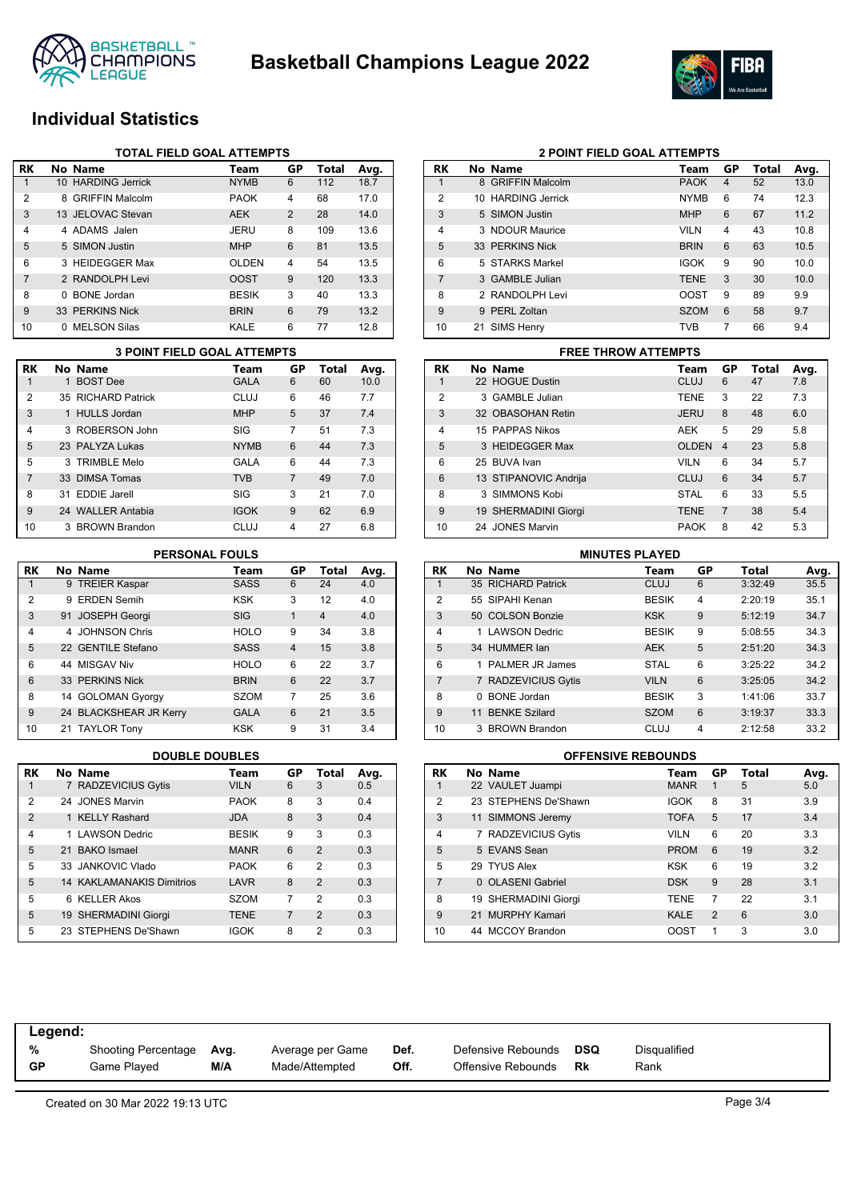# Basketball Champions League 2022

## Individual Statistics

### TOTAL FIELD GOAL ATTEMPTS

| RK | No | Name | Team | GP | Total | Avg. |
|---|---|---|---|---|---|---|
| 1 | 10 | HARDING Jerrick | NYMB | 6 | 112 | 18.7 |
| 2 | 8 | GRIFFIN Malcolm | PAOK | 4 | 68 | 17.0 |
| 3 | 13 | JELOVAC Stevan | AEK | 2 | 28 | 14.0 |
| 4 | 4 | ADAMS Jalen | JERU | 8 | 109 | 13.6 |
| 5 | 5 | SIMON Justin | MHP | 6 | 81 | 13.5 |
| 6 | 3 | HEIDEGGER Max | OLDEN | 4 | 54 | 13.5 |
| 7 | 2 | RANDOLPH Levi | OOST | 9 | 120 | 13.3 |
| 8 | 0 | BONE Jordan | BESIK | 3 | 40 | 13.3 |
| 9 | 33 | PERKINS Nick | BRIN | 6 | 79 | 13.2 |
| 10 | 0 | MELSON Silas | KALE | 6 | 77 | 12.8 |

### 2 POINT FIELD GOAL ATTEMPTS

| RK | No | Name | Team | GP | Total | Avg. |
|---|---|---|---|---|---|---|
| 1 | 8 | GRIFFIN Malcolm | PAOK | 4 | 52 | 13.0 |
| 2 | 10 | HARDING Jerrick | NYMB | 6 | 74 | 12.3 |
| 3 | 5 | SIMON Justin | MHP | 6 | 67 | 11.2 |
| 4 | 3 | NDOUR Maurice | VILN | 4 | 43 | 10.8 |
| 5 | 33 | PERKINS Nick | BRIN | 6 | 63 | 10.5 |
| 6 | 5 | STARKS Markel | IGOK | 9 | 90 | 10.0 |
| 7 | 3 | GAMBLE Julian | TENE | 3 | 30 | 10.0 |
| 8 | 2 | RANDOLPH Levi | OOST | 9 | 89 | 9.9 |
| 9 | 9 | PERL Zoltan | SZOM | 6 | 58 | 9.7 |
| 10 | 21 | SIMS Henry | TVB | 7 | 66 | 9.4 |

### 3 POINT FIELD GOAL ATTEMPTS

| RK | No | Name | Team | GP | Total | Avg. |
|---|---|---|---|---|---|---|
| 1 | 1 | BOST Dee | GALA | 6 | 60 | 10.0 |
| 2 | 35 | RICHARD Patrick | CLUJ | 6 | 46 | 7.7 |
| 3 | 1 | HULLS Jordan | MHP | 5 | 37 | 7.4 |
| 4 | 3 | ROBERSON John | SIG | 7 | 51 | 7.3 |
| 5 | 23 | PALYZA Lukas | NYMB | 6 | 44 | 7.3 |
| 5 | 3 | TRIMBLE Melo | GALA | 6 | 44 | 7.3 |
| 7 | 33 | DIMSA Tomas | TVB | 7 | 49 | 7.0 |
| 8 | 31 | EDDIE Jarell | SIG | 3 | 21 | 7.0 |
| 9 | 24 | WALLER Antabia | IGOK | 9 | 62 | 6.9 |
| 10 | 3 | BROWN Brandon | CLUJ | 4 | 27 | 6.8 |

### FREE THROW ATTEMPTS

| RK | No | Name | Team | GP | Total | Avg. |
|---|---|---|---|---|---|---|
| 1 | 22 | HOGUE Dustin | CLUJ | 6 | 47 | 7.8 |
| 2 | 3 | GAMBLE Julian | TENE | 3 | 22 | 7.3 |
| 3 | 32 | OBASOHAN Retin | JERU | 8 | 48 | 6.0 |
| 4 | 15 | PAPPAS Nikos | AEK | 5 | 29 | 5.8 |
| 5 | 3 | HEIDEGGER Max | OLDEN | 4 | 23 | 5.8 |
| 6 | 25 | BUVA Ivan | VILN | 6 | 34 | 5.7 |
| 6 | 13 | STIPANOVIC Andrija | CLUJ | 6 | 34 | 5.7 |
| 8 | 3 | SIMMONS Kobi | STAL | 6 | 33 | 5.5 |
| 9 | 19 | SHERMADINI Giorgi | TENE | 7 | 38 | 5.4 |
| 10 | 24 | JONES Marvin | PAOK | 8 | 42 | 5.3 |

### PERSONAL FOULS

| RK | No | Name | Team | GP | Total | Avg. |
|---|---|---|---|---|---|---|
| 1 | 9 | TREIER Kaspar | SASS | 6 | 24 | 4.0 |
| 2 | 9 | ERDEN Semih | KSK | 3 | 12 | 4.0 |
| 3 | 91 | JOSEPH Georgi | SIG | 1 | 4 | 4.0 |
| 4 | 4 | JOHNSON Chris | HOLO | 9 | 34 | 3.8 |
| 5 | 22 | GENTILE Stefano | SASS | 4 | 15 | 3.8 |
| 6 | 44 | MISGAV Niv | HOLO | 6 | 22 | 3.7 |
| 6 | 33 | PERKINS Nick | BRIN | 6 | 22 | 3.7 |
| 8 | 14 | GOLOMAN Gyorgy | SZOM | 7 | 25 | 3.6 |
| 9 | 24 | BLACKSHEAR JR Kerry | GALA | 6 | 21 | 3.5 |
| 10 | 21 | TAYLOR Tony | KSK | 9 | 31 | 3.4 |

### MINUTES PLAYED

| RK | No | Name | Team | GP | Total | Avg. |
|---|---|---|---|---|---|---|
| 1 | 35 | RICHARD Patrick | CLUJ | 6 | 3:32:49 | 35.5 |
| 2 | 55 | SIPAHI Kenan | BESIK | 4 | 2:20:19 | 35.1 |
| 3 | 50 | COLSON Bonzie | KSK | 9 | 5:12:19 | 34.7 |
| 4 | 1 | LAWSON Dedric | BESIK | 9 | 5:08:55 | 34.3 |
| 5 | 34 | HUMMER Ian | AEK | 5 | 2:51:20 | 34.3 |
| 6 | 1 | PALMER JR James | STAL | 6 | 3:25:22 | 34.2 |
| 7 | 7 | RADZEVICIUS Gytis | VILN | 6 | 3:25:05 | 34.2 |
| 8 | 0 | BONE Jordan | BESIK | 3 | 1:41:06 | 33.7 |
| 9 | 11 | BENKE Szilard | SZOM | 6 | 3:19:37 | 33.3 |
| 10 | 3 | BROWN Brandon | CLUJ | 4 | 2:12:58 | 33.2 |

### DOUBLE DOUBLES

| RK | No | Name | Team | GP | Total | Avg. |
|---|---|---|---|---|---|---|
| 1 | 7 | RADZEVICIUS Gytis | VILN | 6 | 3 | 0.5 |
| 2 | 24 | JONES Marvin | PAOK | 8 | 3 | 0.4 |
| 2 | 1 | KELLY Rashard | JDA | 8 | 3 | 0.4 |
| 4 | 1 | LAWSON Dedric | BESIK | 9 | 3 | 0.3 |
| 5 | 21 | BAKO Ismael | MANR | 6 | 2 | 0.3 |
| 5 | 33 | JANKOVIC Vlado | PAOK | 6 | 2 | 0.3 |
| 5 | 14 | KAKLAMANAKIS Dimitrios | LAVR | 8 | 2 | 0.3 |
| 5 | 6 | KELLER Akos | SZOM | 7 | 2 | 0.3 |
| 5 | 19 | SHERMADINI Giorgi | TENE | 7 | 2 | 0.3 |
| 5 | 23 | STEPHENS De'Shawn | IGOK | 8 | 2 | 0.3 |

### OFFENSIVE REBOUNDS

| RK | No | Name | Team | GP | Total | Avg. |
|---|---|---|---|---|---|---|
| 1 | 22 | VALUET Juampi | MANR | 1 | 5 | 5.0 |
| 2 | 23 | STEPHENS De'Shawn | IGOK | 8 | 31 | 3.9 |
| 3 | 11 | SIMMONS Jeremy | TOFA | 5 | 17 | 3.4 |
| 4 | 7 | RADZEVICIUS Gytis | VILN | 6 | 20 | 3.3 |
| 5 | 5 | EVANS Sean | PROM | 6 | 19 | 3.2 |
| 5 | 29 | TYUS Alex | KSK | 6 | 19 | 3.2 |
| 7 | 0 | OLASENI Gabriel | DSK | 9 | 28 | 3.1 |
| 8 | 19 | SHERMADINI Giorgi | TENE | 7 | 22 | 3.1 |
| 9 | 21 | MURPHY Kamari | KALE | 2 | 6 | 3.0 |
| 10 | 44 | MCCOY Brandon | OOST | 1 | 3 | 3.0 |

**Legend:**

| | | | | | | | |
|---|---|---|---|---|---|---|---|
| % | Shooting Percentage | Avg. | Average per Game | Def. | Defensive Rebounds | DSQ | Disqualified |
| GP | Game Played | M/A | Made/Attempted | Off. | Offensive Rebounds | Rk | Rank |

Created on 30 Mar 2022 19:13 UTC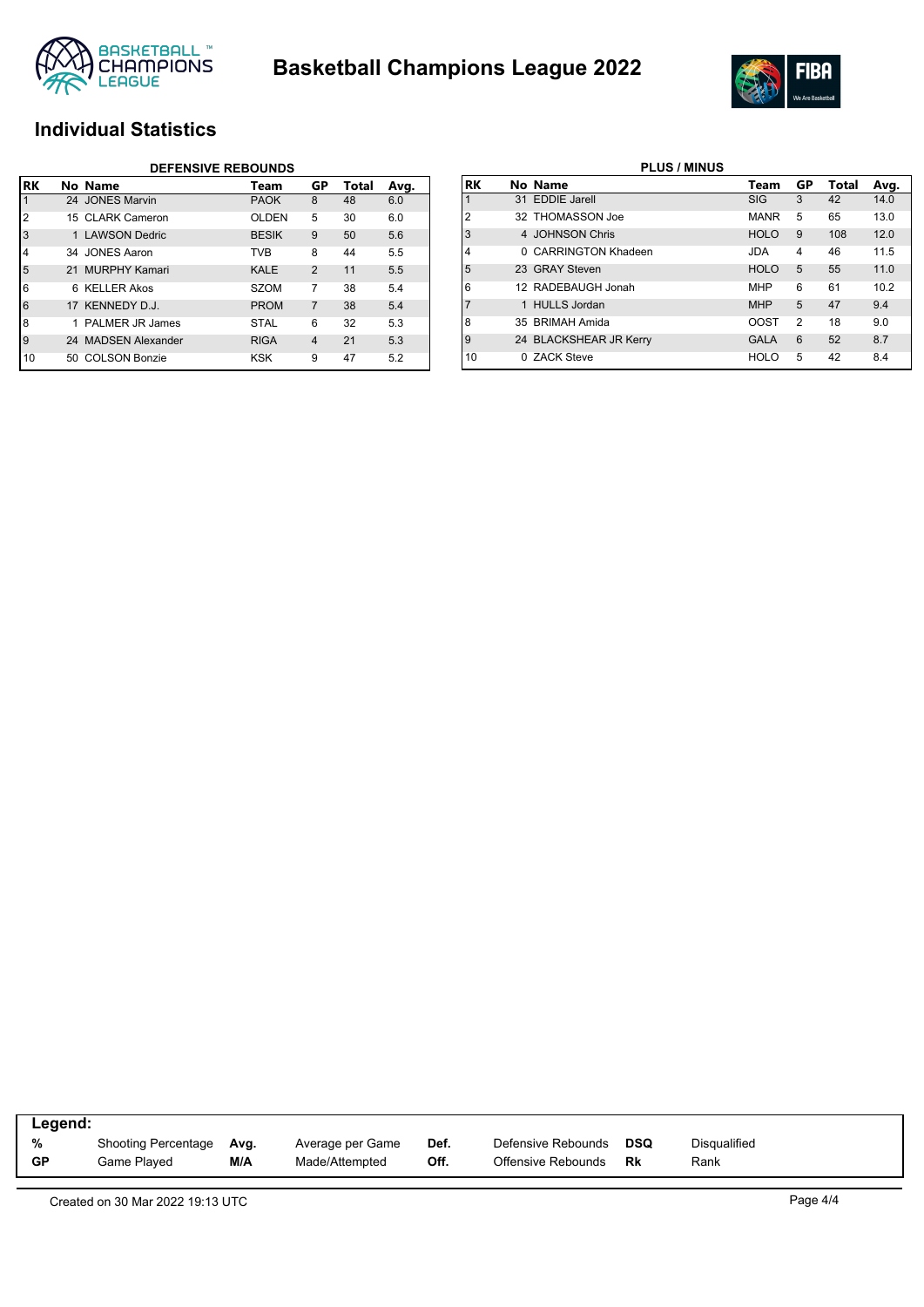# Basketball Champions League 2022

## Individual Statistics

**DEFENSIVE REBOUNDS**

| RK | No | Name | Team | GP | Total | Avg. |
|---|---|---|---|---|---|---|
| 1 | 24 | JONES Marvin | PAOK | 8 | 48 | 6.0 |
| 2 | 15 | CLARK Cameron | OLDEN | 5 | 30 | 6.0 |
| 3 | 1 | LAWSON Dedric | BESIK | 9 | 50 | 5.6 |
| 4 | 34 | JONES Aaron | TVB | 8 | 44 | 5.5 |
| 5 | 21 | MURPHY Kamari | KALE | 2 | 11 | 5.5 |
| 6 | 6 | KELLER Akos | SZOM | 7 | 38 | 5.4 |
| 6 | 17 | KENNEDY D.J. | PROM | 7 | 38 | 5.4 |
| 8 | 1 | PALMER JR James | STAL | 6 | 32 | 5.3 |
| 9 | 24 | MADSEN Alexander | RIGA | 4 | 21 | 5.3 |
| 10 | 50 | COLSON Bonzie | KSK | 9 | 47 | 5.2 |

**PLUS / MINUS**

| RK | No | Name | Team | GP | Total | Avg. |
|---|---|---|---|---|---|---|
| 1 | 31 | EDDIE Jarell | SIG | 3 | 42 | 14.0 |
| 2 | 32 | THOMASSON Joe | MANR | 5 | 65 | 13.0 |
| 3 | 4 | JOHNSON Chris | HOLO | 9 | 108 | 12.0 |
| 4 | 0 | CARRINGTON Khadeen | JDA | 4 | 46 | 11.5 |
| 5 | 23 | GRAY Steven | HOLO | 5 | 55 | 11.0 |
| 6 | 12 | RADEBAUGH Jonah | MHP | 6 | 61 | 10.2 |
| 7 | 1 | HULLS Jordan | MHP | 5 | 47 | 9.4 |
| 8 | 35 | BRIMAH Amida | OOST | 2 | 18 | 9.0 |
| 9 | 24 | BLACKSHEAR JR Kerry | GALA | 6 | 52 | 8.7 |
| 10 | 0 | ZACK Steve | HOLO | 5 | 42 | 8.4 |

**Legend:**

| | | | | | | | |
|---|---|---|---|---|---|---|---|
| **%** | Shooting Percentage | **Avg.** | Average per Game | **Def.** | Defensive Rebounds | **DSQ** | Disqualified |
| **GP** | Game Played | **M/A** | Made/Attempted | **Off.** | Offensive Rebounds | **Rk** | Rank |

Created on 30 Mar 2022 19:13 UTC